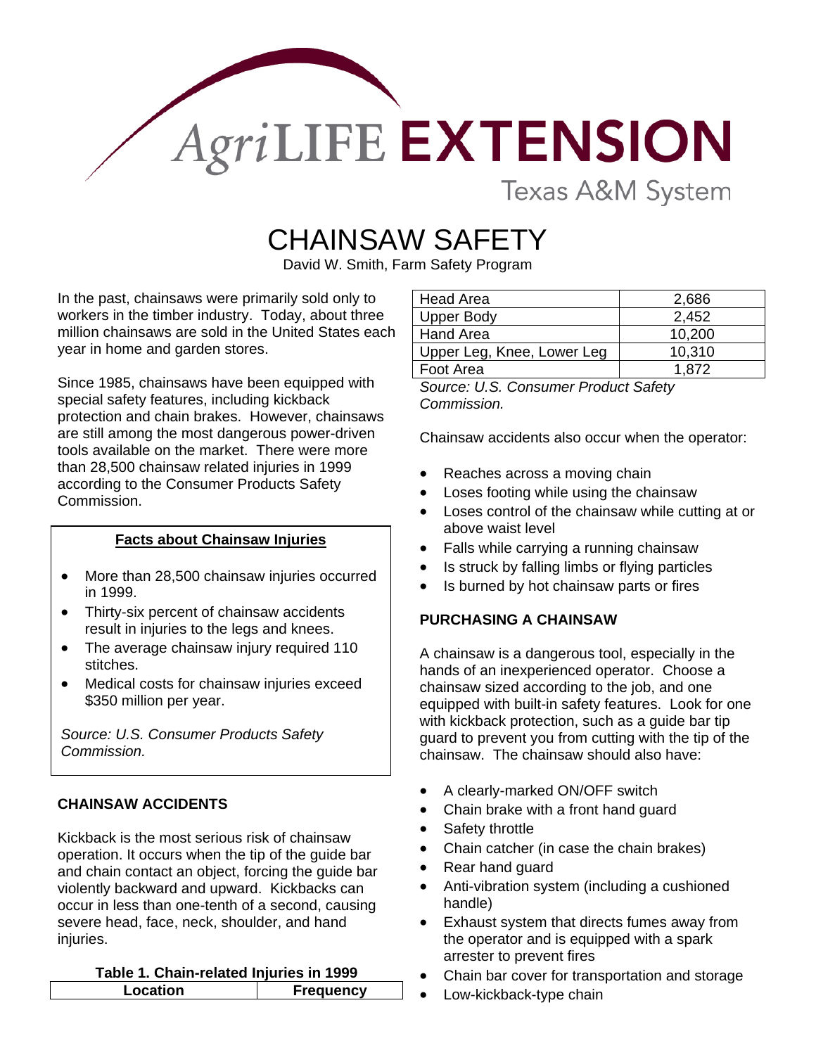AgriLIFE EXTENSION
Texas A&M System

# CHAINSAW SAFETY

David W. Smith, Farm Safety Program

In the past, chainsaws were primarily sold only to workers in the timber industry. Today, about three million chainsaws are sold in the United States each year in home and garden stores.

Since 1985, chainsaws have been equipped with special safety features, including kickback protection and chain brakes. However, chainsaws are still among the most dangerous power-driven tools available on the market. There were more than 28,500 chainsaw related injuries in 1999 according to the Consumer Products Safety Commission.

**Facts about Chainsaw Injuries**

- More than 28,500 chainsaw injuries occurred in 1999.
- Thirty-six percent of chainsaw accidents result in injuries to the legs and knees.
- The average chainsaw injury required 110 stitches.
- Medical costs for chainsaw injuries exceed $350 million per year.

*Source: U.S. Consumer Products Safety Commission.*

## CHAINSAW ACCIDENTS

Kickback is the most serious risk of chainsaw operation. It occurs when the tip of the guide bar and chain contact an object, forcing the guide bar violently backward and upward. Kickbacks can occur in less than one-tenth of a second, causing severe head, face, neck, shoulder, and hand injuries.

**Table 1. Chain-related Injuries in 1999**

| Location | Frequency |
|---|---|
| Head Area | 2,686 |
| Upper Body | 2,452 |
| Hand Area | 10,200 |
| Upper Leg, Knee, Lower Leg | 10,310 |
| Foot Area | 1,872 |

*Source: U.S. Consumer Product Safety Commission.*

Chainsaw accidents also occur when the operator:

- Reaches across a moving chain
- Loses footing while using the chainsaw
- Loses control of the chainsaw while cutting at or above waist level
- Falls while carrying a running chainsaw
- Is struck by falling limbs or flying particles
- Is burned by hot chainsaw parts or fires

## PURCHASING A CHAINSAW

A chainsaw is a dangerous tool, especially in the hands of an inexperienced operator. Choose a chainsaw sized according to the job, and one equipped with built-in safety features. Look for one with kickback protection, such as a guide bar tip guard to prevent you from cutting with the tip of the chainsaw. The chainsaw should also have:

- A clearly-marked ON/OFF switch
- Chain brake with a front hand guard
- Safety throttle
- Chain catcher (in case the chain brakes)
- Rear hand guard
- Anti-vibration system (including a cushioned handle)
- Exhaust system that directs fumes away from the operator and is equipped with a spark arrester to prevent fires
- Chain bar cover for transportation and storage
- Low-kickback-type chain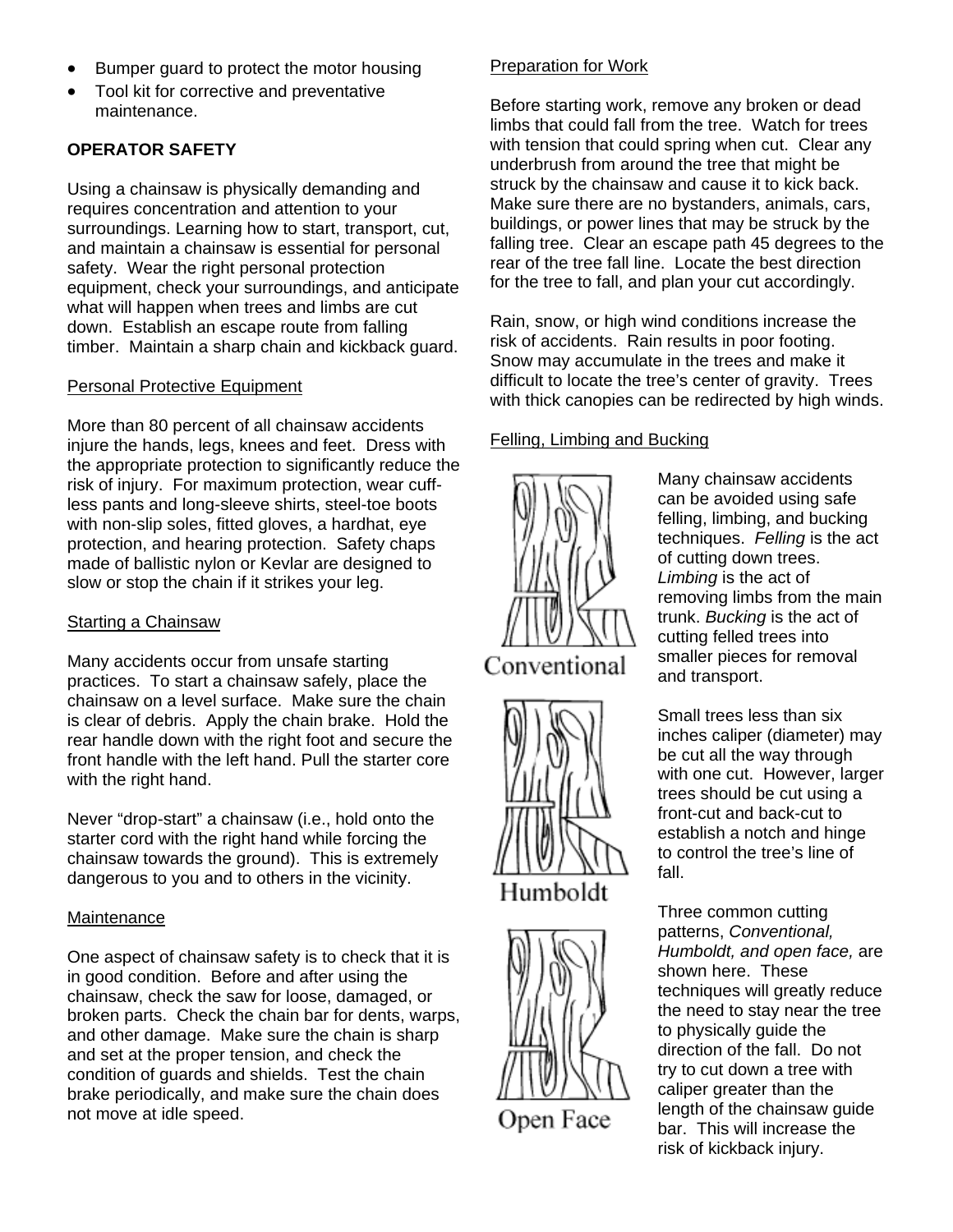- Bumper guard to protect the motor housing
- Tool kit for corrective and preventative maintenance.

**OPERATOR SAFETY**

Using a chainsaw is physically demanding and requires concentration and attention to your surroundings. Learning how to start, transport, cut, and maintain a chainsaw is essential for personal safety. Wear the right personal protection equipment, check your surroundings, and anticipate what will happen when trees and limbs are cut down. Establish an escape route from falling timber. Maintain a sharp chain and kickback guard.

<u>Personal Protective Equipment</u>

More than 80 percent of all chainsaw accidents injure the hands, legs, knees and feet. Dress with the appropriate protection to significantly reduce the risk of injury. For maximum protection, wear cuff-less pants and long-sleeve shirts, steel-toe boots with non-slip soles, fitted gloves, a hardhat, eye protection, and hearing protection. Safety chaps made of ballistic nylon or Kevlar are designed to slow or stop the chain if it strikes your leg.

<u>Starting a Chainsaw</u>

Many accidents occur from unsafe starting practices. To start a chainsaw safely, place the chainsaw on a level surface. Make sure the chain is clear of debris. Apply the chain brake. Hold the rear handle down with the right foot and secure the front handle with the left hand. Pull the starter core with the right hand.

Never "drop-start" a chainsaw (i.e., hold onto the starter cord with the right hand while forcing the chainsaw towards the ground). This is extremely dangerous to you and to others in the vicinity.

<u>Maintenance</u>

One aspect of chainsaw safety is to check that it is in good condition. Before and after using the chainsaw, check the saw for loose, damaged, or broken parts. Check the chain bar for dents, warps, and other damage. Make sure the chain is sharp and set at the proper tension, and check the condition of guards and shields. Test the chain brake periodically, and make sure the chain does not move at idle speed.

<u>Preparation for Work</u>

Before starting work, remove any broken or dead limbs that could fall from the tree. Watch for trees with tension that could spring when cut. Clear any underbrush from around the tree that might be struck by the chainsaw and cause it to kick back. Make sure there are no bystanders, animals, cars, buildings, or power lines that may be struck by the falling tree. Clear an escape path 45 degrees to the rear of the tree fall line. Locate the best direction for the tree to fall, and plan your cut accordingly.

Rain, snow, or high wind conditions increase the risk of accidents. Rain results in poor footing. Snow may accumulate in the trees and make it difficult to locate the tree's center of gravity. Trees with thick canopies can be redirected by high winds.

<u>Felling, Limbing and Bucking</u>

Many chainsaw accidents can be avoided using safe felling, limbing, and bucking techniques. *Felling* is the act of cutting down trees. *Limbing* is the act of removing limbs from the main trunk. *Bucking* is the act of cutting felled trees into smaller pieces for removal and transport.

Conventional

Small trees less than six inches caliper (diameter) may be cut all the way through with one cut. However, larger trees should be cut using a front-cut and back-cut to establish a notch and hinge to control the tree's line of fall.

Humboldt

Three common cutting patterns, *Conventional, Humboldt, and open face,* are shown here. These techniques will greatly reduce the need to stay near the tree to physically guide the direction of the fall. Do not try to cut down a tree with caliper greater than the length of the chainsaw guide bar. This will increase the risk of kickback injury.

Open Face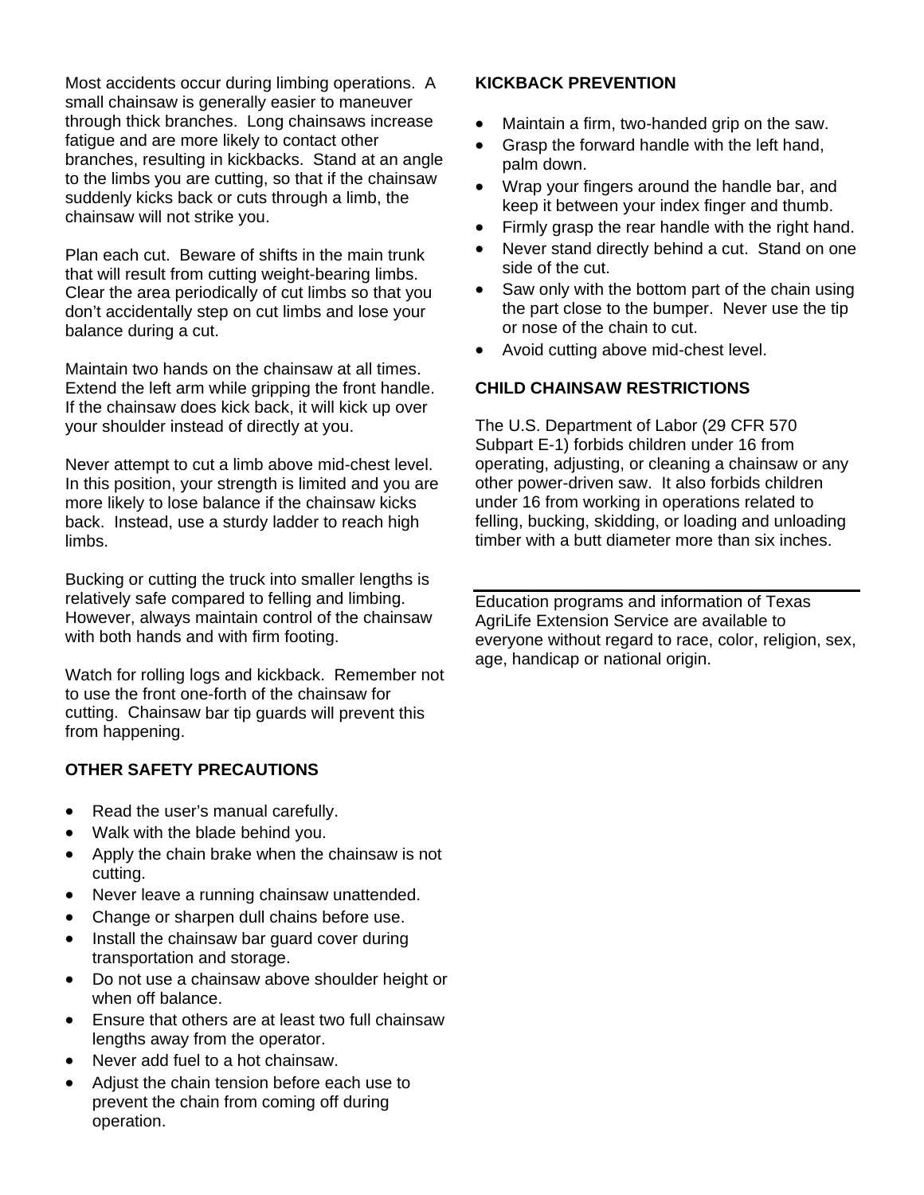Most accidents occur during limbing operations. A small chainsaw is generally easier to maneuver through thick branches. Long chainsaws increase fatigue and are more likely to contact other branches, resulting in kickbacks. Stand at an angle to the limbs you are cutting, so that if the chainsaw suddenly kicks back or cuts through a limb, the chainsaw will not strike you.

Plan each cut. Beware of shifts in the main trunk that will result from cutting weight-bearing limbs. Clear the area periodically of cut limbs so that you don't accidentally step on cut limbs and lose your balance during a cut.

Maintain two hands on the chainsaw at all times. Extend the left arm while gripping the front handle. If the chainsaw does kick back, it will kick up over your shoulder instead of directly at you.

Never attempt to cut a limb above mid-chest level. In this position, your strength is limited and you are more likely to lose balance if the chainsaw kicks back. Instead, use a sturdy ladder to reach high limbs.

Bucking or cutting the truck into smaller lengths is relatively safe compared to felling and limbing. However, always maintain control of the chainsaw with both hands and with firm footing.

Watch for rolling logs and kickback. Remember not to use the front one-forth of the chainsaw for cutting. Chainsaw bar tip guards will prevent this from happening.

**OTHER SAFETY PRECAUTIONS**

- Read the user's manual carefully.
- Walk with the blade behind you.
- Apply the chain brake when the chainsaw is not cutting.
- Never leave a running chainsaw unattended.
- Change or sharpen dull chains before use.
- Install the chainsaw bar guard cover during transportation and storage.
- Do not use a chainsaw above shoulder height or when off balance.
- Ensure that others are at least two full chainsaw lengths away from the operator.
- Never add fuel to a hot chainsaw.
- Adjust the chain tension before each use to prevent the chain from coming off during operation.

**KICKBACK PREVENTION**

- Maintain a firm, two-handed grip on the saw.
- Grasp the forward handle with the left hand, palm down.
- Wrap your fingers around the handle bar, and keep it between your index finger and thumb.
- Firmly grasp the rear handle with the right hand.
- Never stand directly behind a cut. Stand on one side of the cut.
- Saw only with the bottom part of the chain using the part close to the bumper. Never use the tip or nose of the chain to cut.
- Avoid cutting above mid-chest level.

**CHILD CHAINSAW RESTRICTIONS**

The U.S. Department of Labor (29 CFR 570 Subpart E-1) forbids children under 16 from operating, adjusting, or cleaning a chainsaw or any other power-driven saw. It also forbids children under 16 from working in operations related to felling, bucking, skidding, or loading and unloading timber with a butt diameter more than six inches.

---

Education programs and information of Texas AgriLife Extension Service are available to everyone without regard to race, color, religion, sex, age, handicap or national origin.